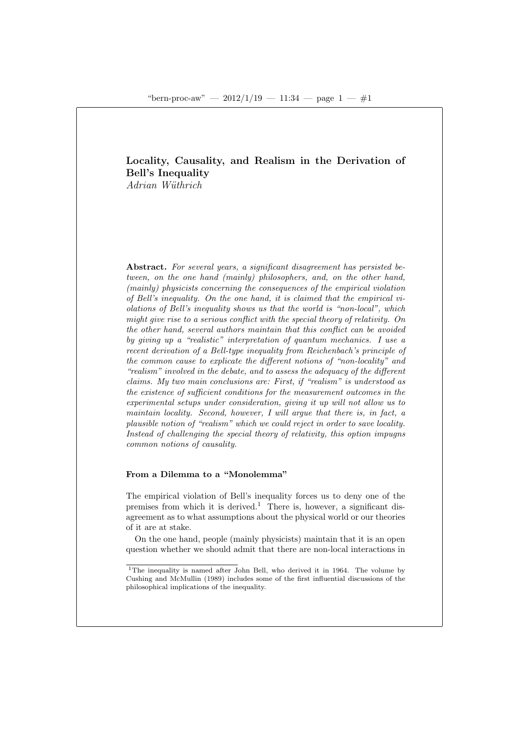# Locality, Causality, and Realism in the Derivation of Bell's Inequality

*Adrian Wüthrich*

**Abstract.** *For several years, a significant disagreement has persisted between, on the one hand (mainly) philosophers, and, on the other hand, (mainly) physicists concerning the consequences of the empirical violation of Bell's inequality. On the one hand, it is claimed that the empirical violations of Bell's inequality shows us that the world is "non-local", which might give rise to a serious conflict with the special theory of relativity. On the other hand, several authors maintain that this conflict can be avoided by giving up a "realistic" interpretation of quantum mechanics. I use a recent derivation of a Bell-type inequality from Reichenbach's principle of the common cause to explicate the different notions of "non-locality" and "realism" involved in the debate, and to assess the adequacy of the different claims. My two main conclusions are: First, if "realism" is understood as the existence of sufficient conditions for the measurement outcomes in the experimental setups under consideration, giving it up will not allow us to maintain locality. Second, however, I will argue that there is, in fact, a plausible notion of "realism" which we could reject in order to save locality. Instead of challenging the special theory of relativity, this option impugns common notions of causality.*

## From a Dilemma to a "Monolemma"

The empirical violation of Bell's inequality forces us to deny one of the premises from which it is derived.[1] There is, however, a significant disagreement as to what assumptions about the physical world or our theories of it are at stake.

On the one hand, people (mainly physicists) maintain that it is an open question whether we should admit that there are non-local interactions in

[1] The inequality is named after John Bell, who derived it in 1964. The volume by Cushing and McMullin (1989) includes some of the first influential discussions of the philosophical implications of the inequality.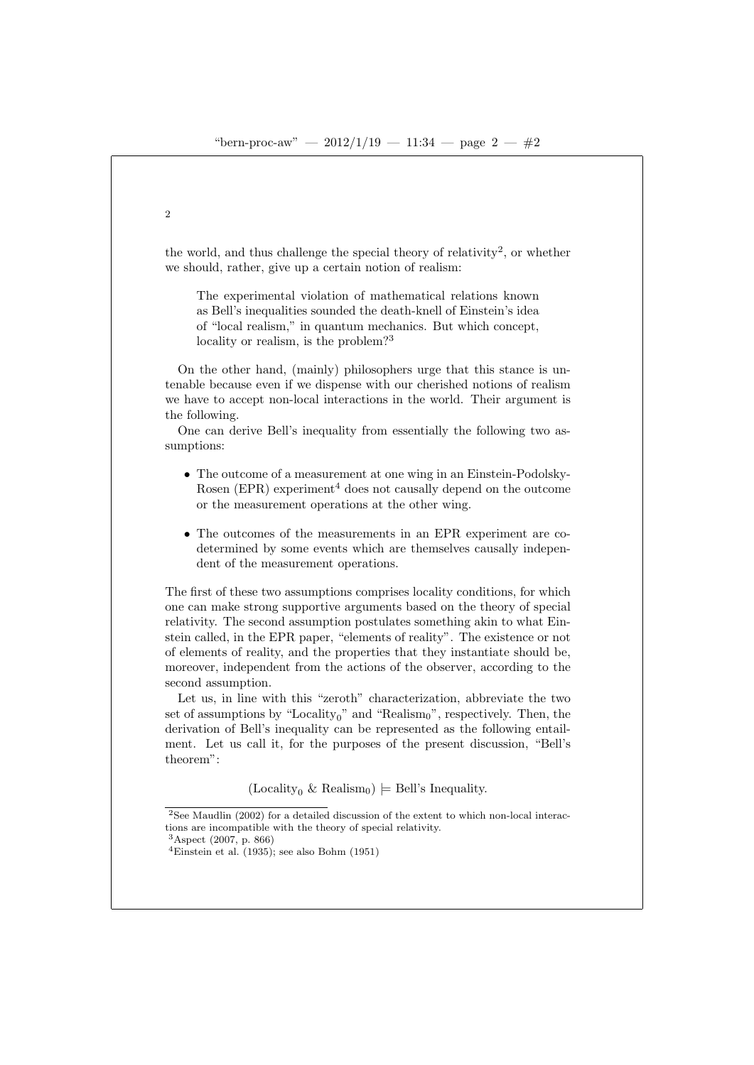the world, and thus challenge the special theory of relativity[2], or whether we should, rather, give up a certain notion of realism:

> The experimental violation of mathematical relations known as Bell's inequalities sounded the death-knell of Einstein's idea of "local realism," in quantum mechanics. But which concept, locality or realism, is the problem?[3]

On the other hand, (mainly) philosophers urge that this stance is untenable because even if we dispense with our cherished notions of realism we have to accept non-local interactions in the world. Their argument is the following.

One can derive Bell's inequality from essentially the following two assumptions:

- The outcome of a measurement at one wing in an Einstein-Podolsky-Rosen (EPR) experiment[4] does not causally depend on the outcome or the measurement operations at the other wing.
- The outcomes of the measurements in an EPR experiment are co-determined by some events which are themselves causally independent of the measurement operations.

The first of these two assumptions comprises locality conditions, for which one can make strong supportive arguments based on the theory of special relativity. The second assumption postulates something akin to what Einstein called, in the EPR paper, "elements of reality". The existence or not of elements of reality, and the properties that they instantiate should be, moreover, independent from the actions of the observer, according to the second assumption.

Let us, in line with this "zeroth" characterization, abbreviate the two set of assumptions by "$\text{Locality}_0$" and "$\text{Realism}_0$", respectively. Then, the derivation of Bell's inequality can be represented as the following entailment. Let us call it, for the purposes of the present discussion, "Bell's theorem":

$$(\text{Locality}_0 \ \& \ \text{Realism}_0) \models \text{Bell's Inequality.}$$

---

[2] See Maudlin (2002) for a detailed discussion of the extent to which non-local interactions are incompatible with the theory of special relativity.

[3] Aspect (2007, p. 866)

[4] Einstein et al. (1935); see also Bohm (1951)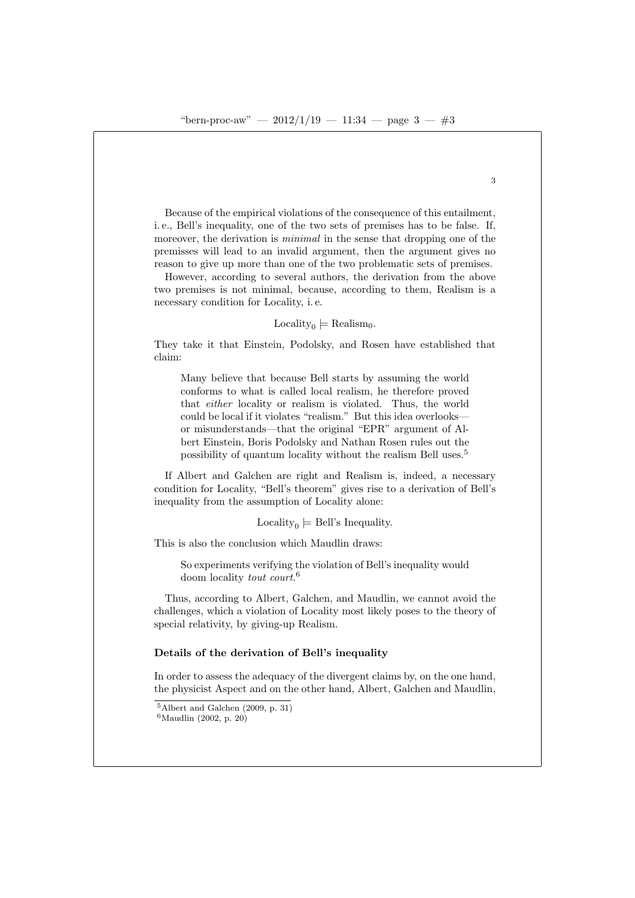Because of the empirical violations of the consequence of this entailment, i. e., Bell's inequality, one of the two sets of premises has to be false. If, moreover, the derivation is *minimal* in the sense that dropping one of the premisses will lead to an invalid argument, then the argument gives no reason to give up more than one of the two problematic sets of premises.

However, according to several authors, the derivation from the above two premises is not minimal, because, according to them, Realism is a necessary condition for Locality, i. e.

$$\text{Locality}_0 \models \text{Realism}_0.$$

They take it that Einstein, Podolsky, and Rosen have established that claim:

> Many believe that because Bell starts by assuming the world conforms to what is called local realism, he therefore proved that *either* locality or realism is violated. Thus, the world could be local if it violates "realism." But this idea overlooks—or misunderstands—that the original "EPR" argument of Albert Einstein, Boris Podolsky and Nathan Rosen rules out the possibility of quantum locality without the realism Bell uses.[5]

If Albert and Galchen are right and Realism is, indeed, a necessary condition for Locality, "Bell's theorem" gives rise to a derivation of Bell's inequality from the assumption of Locality alone:

$$\text{Locality}_0 \models \text{Bell's Inequality}.$$

This is also the conclusion which Maudlin draws:

> So experiments verifying the violation of Bell's inequality would doom locality *tout court*.[6]

Thus, according to Albert, Galchen, and Maudlin, we cannot avoid the challenges, which a violation of Locality most likely poses to the theory of special relativity, by giving-up Realism.

### Details of the derivation of Bell's inequality

In order to assess the adequacy of the divergent claims by, on the one hand, the physicist Aspect and on the other hand, Albert, Galchen and Maudlin,

[5] Albert and Galchen (2009, p. 31)

[6] Maudlin (2002, p. 20)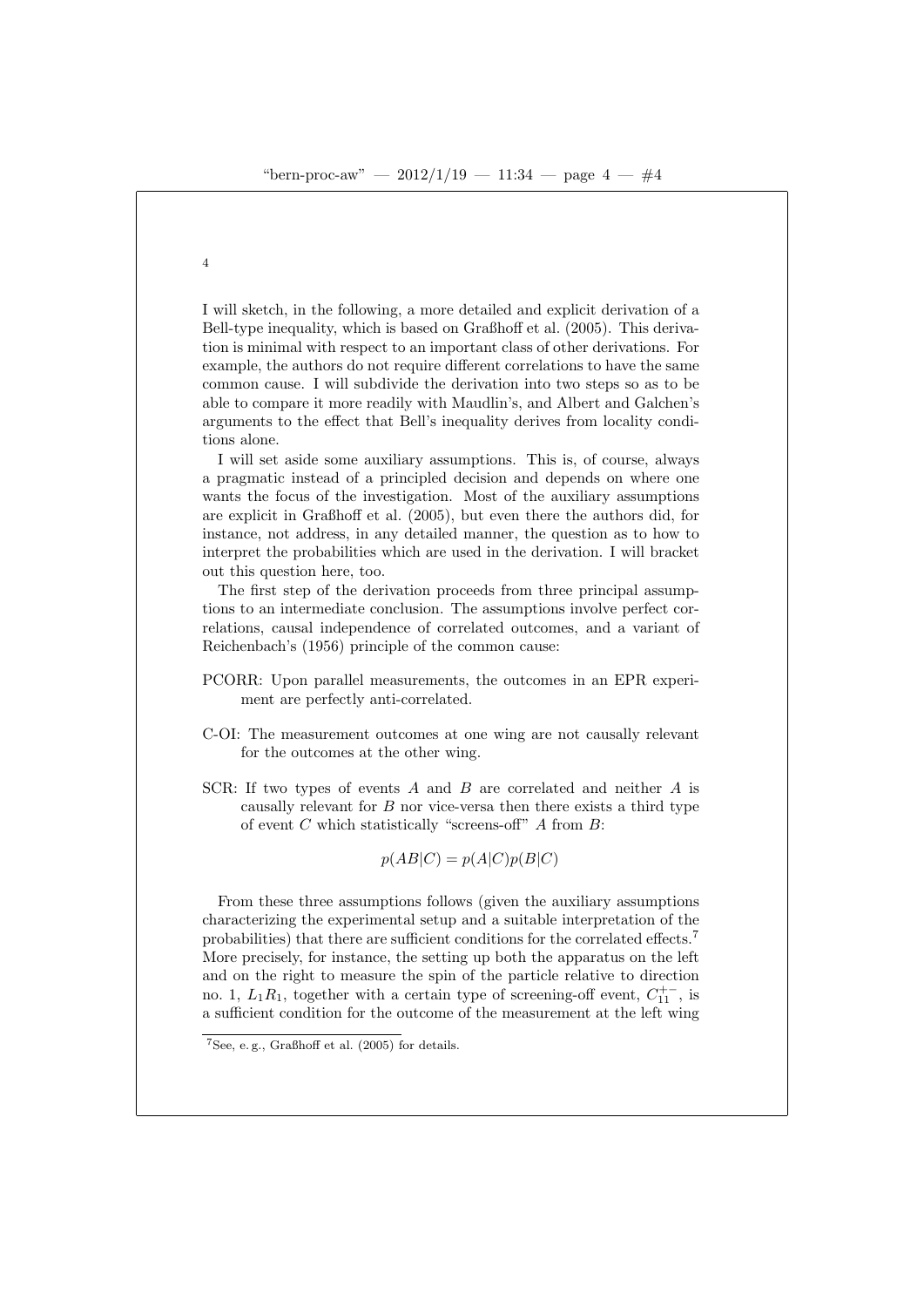I will sketch, in the following, a more detailed and explicit derivation of a Bell-type inequality, which is based on Graßhoff et al. (2005). This derivation is minimal with respect to an important class of other derivations. For example, the authors do not require different correlations to have the same common cause. I will subdivide the derivation into two steps so as to be able to compare it more readily with Maudlin's, and Albert and Galchen's arguments to the effect that Bell's inequality derives from locality conditions alone.

I will set aside some auxiliary assumptions. This is, of course, always a pragmatic instead of a principled decision and depends on where one wants the focus of the investigation. Most of the auxiliary assumptions are explicit in Graßhoff et al. (2005), but even there the authors did, for instance, not address, in any detailed manner, the question as to how to interpret the probabilities which are used in the derivation. I will bracket out this question here, too.

The first step of the derivation proceeds from three principal assumptions to an intermediate conclusion. The assumptions involve perfect correlations, causal independence of correlated outcomes, and a variant of Reichenbach's (1956) principle of the common cause:

PCORR: Upon parallel measurements, the outcomes in an EPR experiment are perfectly anti-correlated.

C-OI: The measurement outcomes at one wing are not causally relevant for the outcomes at the other wing.

SCR: If two types of events $A$ and $B$ are correlated and neither $A$ is causally relevant for $B$ nor vice-versa then there exists a third type of event $C$ which statistically "screens-off" $A$ from $B$:

$$p(AB|C) = p(A|C)p(B|C)$$

From these three assumptions follows (given the auxiliary assumptions characterizing the experimental setup and a suitable interpretation of the probabilities) that there are sufficient conditions for the correlated effects.[7] More precisely, for instance, the setting up both the apparatus on the left and on the right to measure the spin of the particle relative to direction no. 1, $L_1R_1$, together with a certain type of screening-off event, $C_{11}^{+-}$, is a sufficient condition for the outcome of the measurement at the left wing

[7] See, e. g., Graßhoff et al. (2005) for details.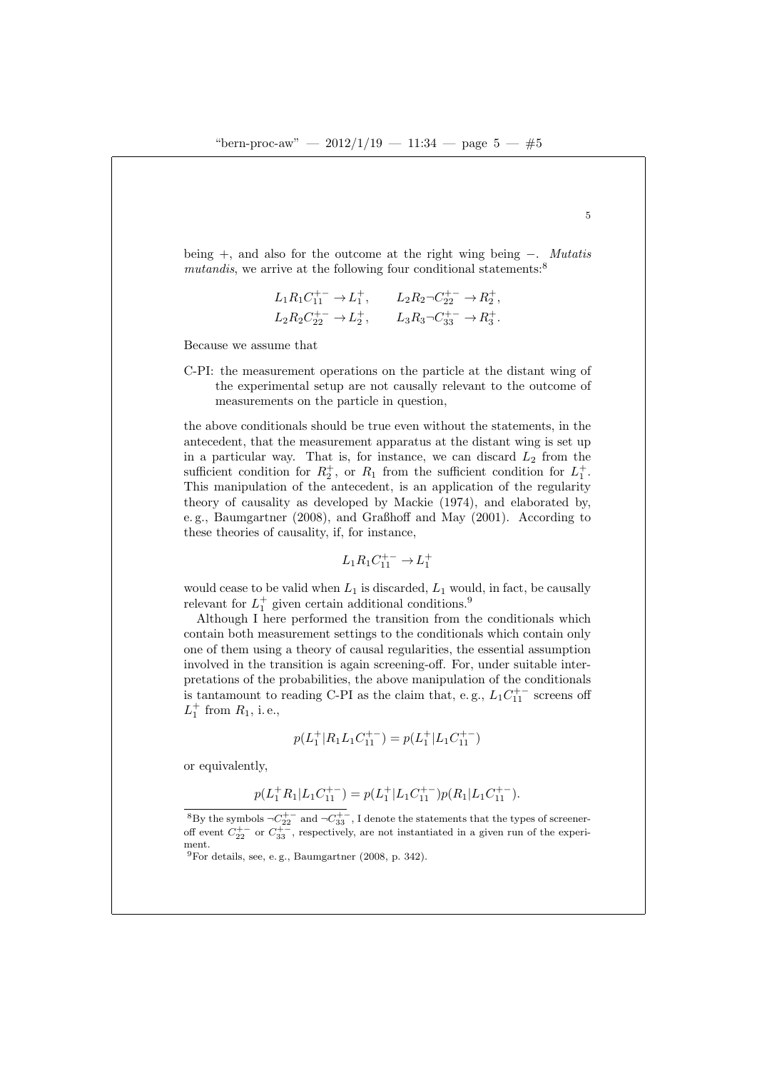being +, and also for the outcome at the right wing being −. *Mutatis mutandis*, we arrive at the following four conditional statements:[8]

$$L_1 R_1 C_{11}^{+-} \to L_1^+, \qquad L_2 R_2 \neg C_{22}^{+-} \to R_2^+,$$
$$L_2 R_2 C_{22}^{+-} \to L_2^+, \qquad L_3 R_3 \neg C_{33}^{+-} \to R_3^+.$$

Because we assume that

C-PI: the measurement operations on the particle at the distant wing of the experimental setup are not causally relevant to the outcome of measurements on the particle in question,

the above conditionals should be true even without the statements, in the antecedent, that the measurement apparatus at the distant wing is set up in a particular way. That is, for instance, we can discard $L_2$ from the sufficient condition for $R_2^+$, or $R_1$ from the sufficient condition for $L_1^+$. This manipulation of the antecedent, is an application of the regularity theory of causality as developed by Mackie (1974), and elaborated by, e. g., Baumgartner (2008), and Graßhoff and May (2001). According to these theories of causality, if, for instance,

$$L_1 R_1 C_{11}^{+-} \to L_1^+$$

would cease to be valid when $L_1$ is discarded, $L_1$ would, in fact, be causally relevant for $L_1^+$ given certain additional conditions.[9]

Although I here performed the transition from the conditionals which contain both measurement settings to the conditionals which contain only one of them using a theory of causal regularities, the essential assumption involved in the transition is again screening-off. For, under suitable interpretations of the probabilities, the above manipulation of the conditionals is tantamount to reading C-PI as the claim that, e. g., $L_1 C_{11}^{+-}$ screens off $L_1^+$ from $R_1$, i. e.,

$$p(L_1^+ | R_1 L_1 C_{11}^{+-}) = p(L_1^+ | L_1 C_{11}^{+-})$$

or equivalently,

$$p(L_1^+ R_1 | L_1 C_{11}^{+-}) = p(L_1^+ | L_1 C_{11}^{+-}) p(R_1 | L_1 C_{11}^{+-}).$$

---

[8] By the symbols $\neg C_{22}^{+-}$ and $\neg C_{33}^{+-}$, I denote the statements that the types of screener-off event $C_{22}^{+-}$ or $C_{33}^{+-}$, respectively, are not instantiated in a given run of the experiment.

[9] For details, see, e. g., Baumgartner (2008, p. 342).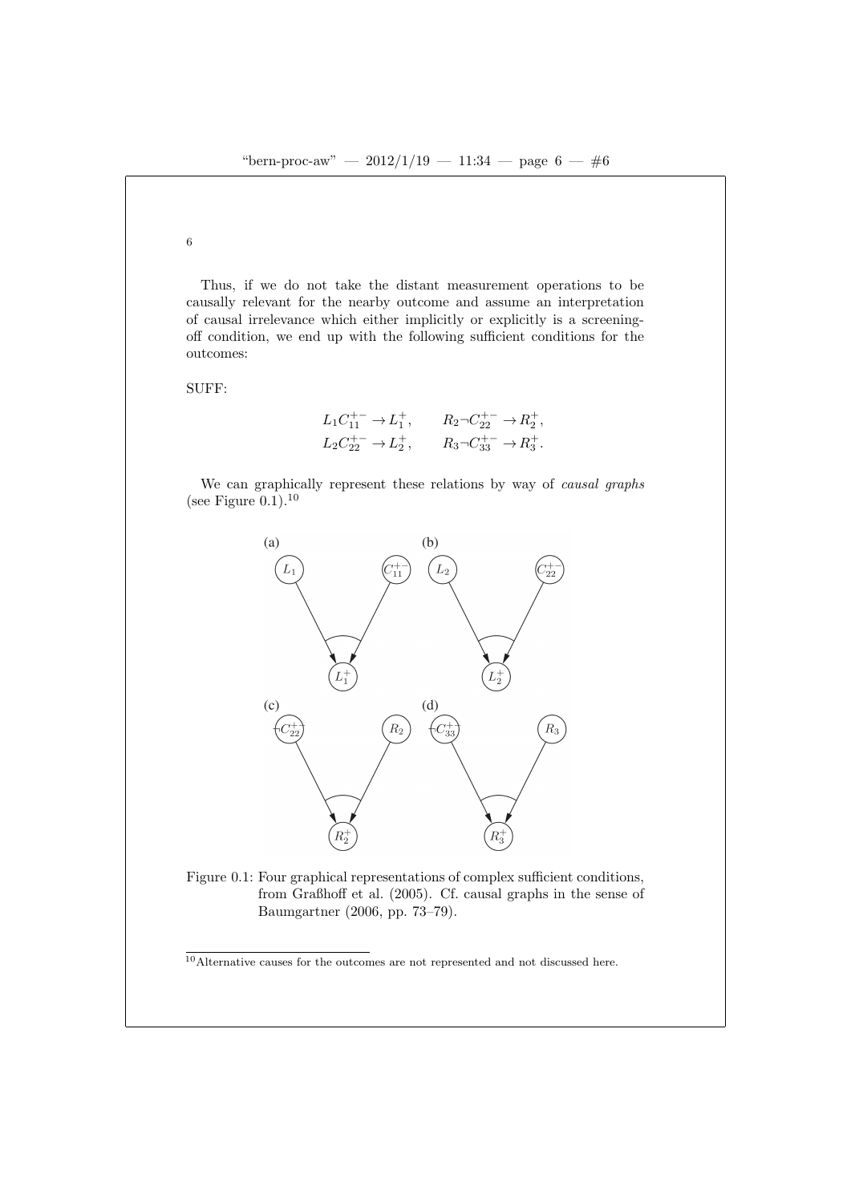Thus, if we do not take the distant measurement operations to be causally relevant for the nearby outcome and assume an interpretation of causal irrelevance which either implicitly or explicitly is a screening-off condition, we end up with the following sufficient conditions for the outcomes:

SUFF:

$$L_1 C_{11}^{+-} \rightarrow L_1^+, \qquad R_2 \neg C_{22}^{+-} \rightarrow R_2^+,$$
$$L_2 C_{22}^{+-} \rightarrow L_2^+, \qquad R_3 \neg C_{33}^{+-} \rightarrow R_3^+.$$

We can graphically represent these relations by way of *causal graphs* (see Figure 0.1).[10]

Figure 0.1: Four graphical representations of complex sufficient conditions, from Graßhoff et al. (2005). Cf. causal graphs in the sense of Baumgartner (2006, pp. 73–79).

[10] Alternative causes for the outcomes are not represented and not discussed here.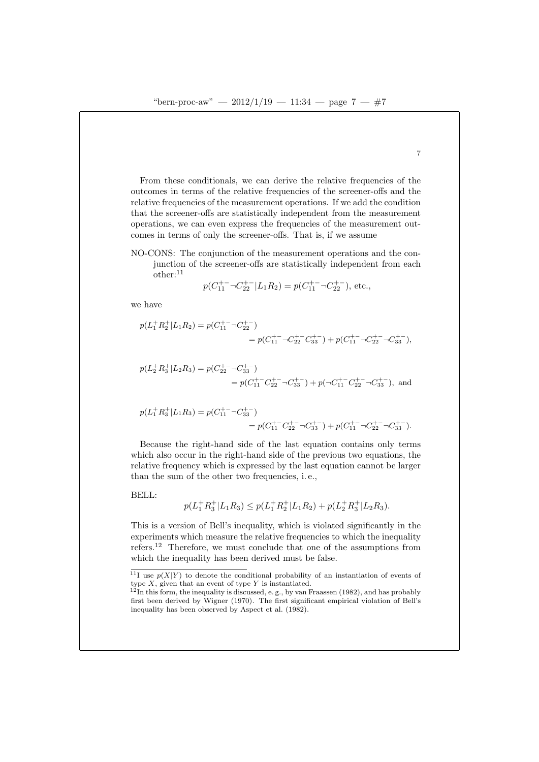From these conditionals, we can derive the relative frequencies of the outcomes in terms of the relative frequencies of the screener-offs and the relative frequencies of the measurement operations. If we add the condition that the screener-offs are statistically independent from the measurement operations, we can even express the frequencies of the measurement outcomes in terms of only the screener-offs. That is, if we assume

NO-CONS: The conjunction of the measurement operations and the conjunction of the screener-offs are statistically independent from each other:[11]

$$p(C_{11}^{+-}\neg C_{22}^{+-}|L_1R_2) = p(C_{11}^{+-}\neg C_{22}^{+-}), \text{ etc.,}$$

we have

$$\begin{aligned} p(L_1^+R_2^+|L_1R_2) &= p(C_{11}^{+-}\neg C_{22}^{+-}) \\ &= p(C_{11}^{+-}\neg C_{22}^{+-}C_{33}^{+-}) + p(C_{11}^{+-}\neg C_{22}^{+-}\neg C_{33}^{+-}), \end{aligned}$$

$$\begin{aligned} p(L_2^+R_3^+|L_2R_3) &= p(C_{22}^{+-}\neg C_{33}^{+-}) \\ &= p(C_{11}^{+-}C_{22}^{+-}\neg C_{33}^{+-}) + p(\neg C_{11}^{+-}C_{22}^{+-}\neg C_{33}^{+-}), \text{ and} \end{aligned}$$

$$\begin{aligned} p(L_1^+R_3^+|L_1R_3) &= p(C_{11}^{+-}\neg C_{33}^{+-}) \\ &= p(C_{11}^{+-}C_{22}^{+-}\neg C_{33}^{+-}) + p(C_{11}^{+-}\neg C_{22}^{+-}\neg C_{33}^{+-}). \end{aligned}$$

Because the right-hand side of the last equation contains only terms which also occur in the right-hand side of the previous two equations, the relative frequency which is expressed by the last equation cannot be larger than the sum of the other two frequencies, i. e.,

BELL:

$$p(L_1^+R_3^+|L_1R_3) \leq p(L_1^+R_2^+|L_1R_2) + p(L_2^+R_3^+|L_2R_3).$$

This is a version of Bell's inequality, which is violated significantly in the experiments which measure the relative frequencies to which the inequality refers.[12] Therefore, we must conclude that one of the assumptions from which the inequality has been derived must be false.

[11] I use $p(X|Y)$ to denote the conditional probability of an instantiation of events of type $X$, given that an event of type $Y$ is instantiated.

[12] In this form, the inequality is discussed, e. g., by van Fraassen (1982), and has probably first been derived by Wigner (1970). The first significant empirical violation of Bell's inequality has been observed by Aspect et al. (1982).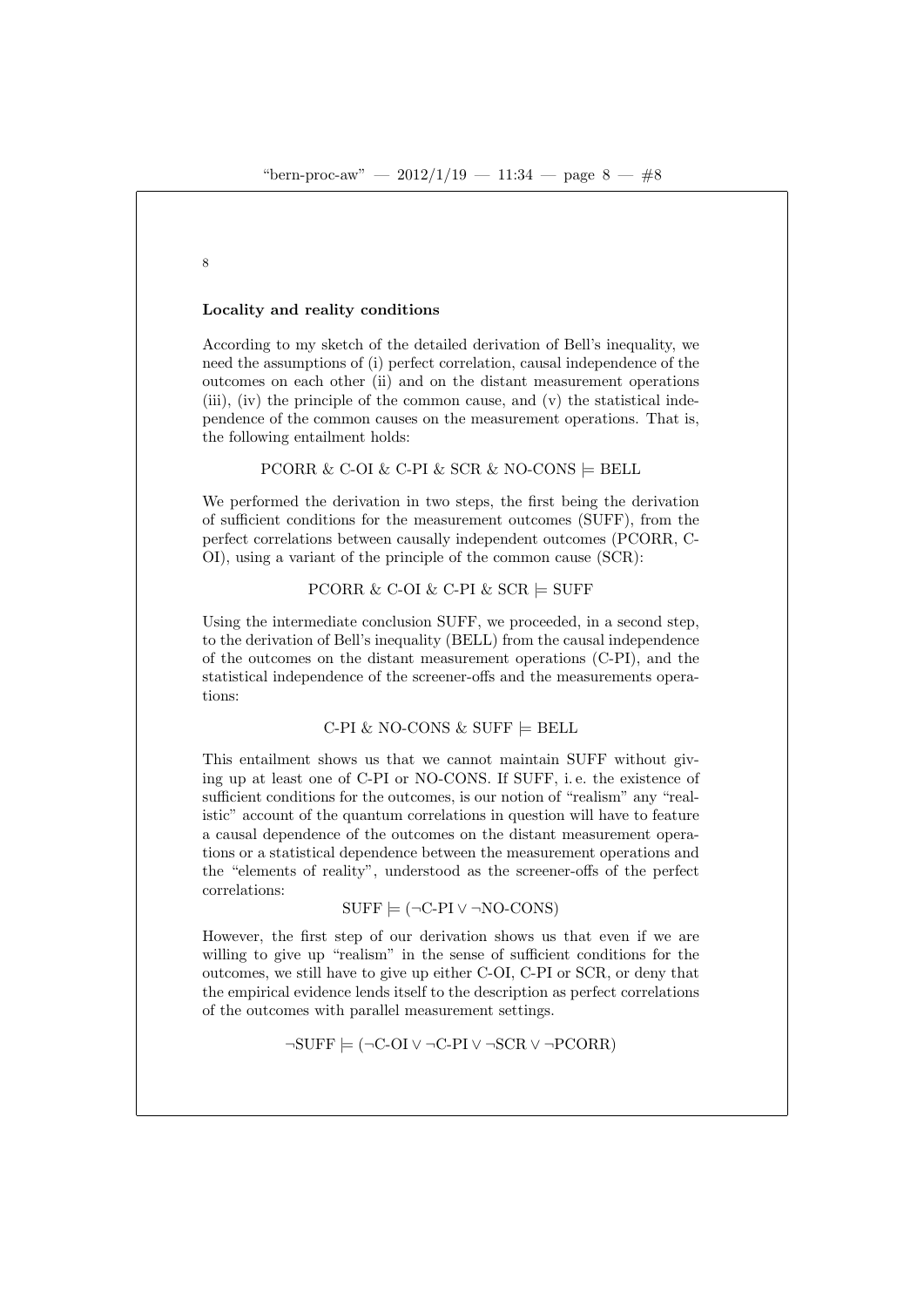### Locality and reality conditions

According to my sketch of the detailed derivation of Bell's inequality, we need the assumptions of (i) perfect correlation, causal independence of the outcomes on each other (ii) and on the distant measurement operations (iii), (iv) the principle of the common cause, and (v) the statistical independence of the common causes on the measurement operations. That is, the following entailment holds:

$$\text{PCORR \& C-OI \& C-PI \& SCR \& NO-CONS} \models \text{BELL}$$

We performed the derivation in two steps, the first being the derivation of sufficient conditions for the measurement outcomes (SUFF), from the perfect correlations between causally independent outcomes (PCORR, C-OI), using a variant of the principle of the common cause (SCR):

$$\text{PCORR \& C-OI \& C-PI \& SCR} \models \text{SUFF}$$

Using the intermediate conclusion SUFF, we proceeded, in a second step, to the derivation of Bell's inequality (BELL) from the causal independence of the outcomes on the distant measurement operations (C-PI), and the statistical independence of the screener-offs and the measurements operations:

$$\text{C-PI \& NO-CONS \& SUFF} \models \text{BELL}$$

This entailment shows us that we cannot maintain SUFF without giving up at least one of C-PI or NO-CONS. If SUFF, i. e. the existence of sufficient conditions for the outcomes, is our notion of "realism" any "realistic" account of the quantum correlations in question will have to feature a causal dependence of the outcomes on the distant measurement operations or a statistical dependence between the measurement operations and the "elements of reality", understood as the screener-offs of the perfect correlations:

$$\text{SUFF} \models (\neg\text{C-PI} \vee \neg\text{NO-CONS})$$

However, the first step of our derivation shows us that even if we are willing to give up "realism" in the sense of sufficient conditions for the outcomes, we still have to give up either C-OI, C-PI or SCR, or deny that the empirical evidence lends itself to the description as perfect correlations of the outcomes with parallel measurement settings.

$$\neg\text{SUFF} \models (\neg\text{C-OI} \vee \neg\text{C-PI} \vee \neg\text{SCR} \vee \neg\text{PCORR})$$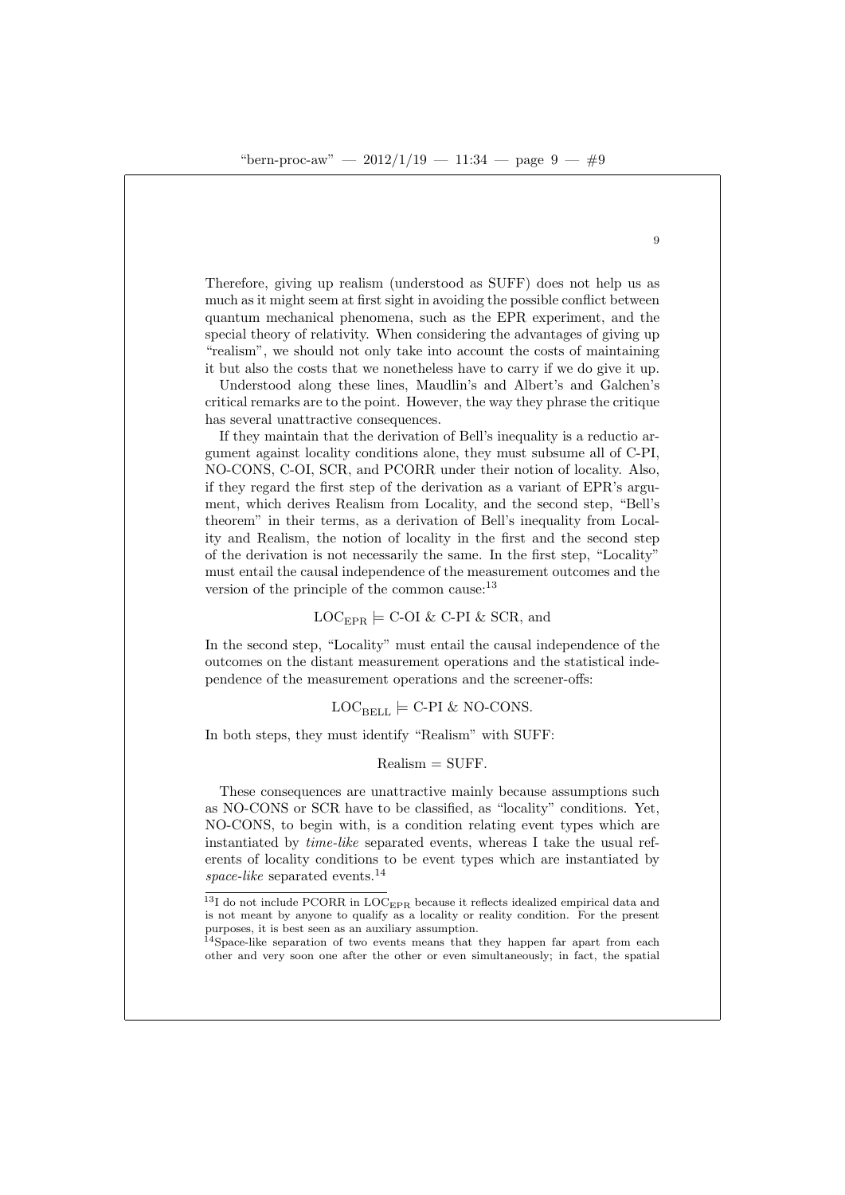Therefore, giving up realism (understood as SUFF) does not help us as much as it might seem at first sight in avoiding the possible conflict between quantum mechanical phenomena, such as the EPR experiment, and the special theory of relativity. When considering the advantages of giving up "realism", we should not only take into account the costs of maintaining it but also the costs that we nonetheless have to carry if we do give it up.

Understood along these lines, Maudlin's and Albert's and Galchen's critical remarks are to the point. However, the way they phrase the critique has several unattractive consequences.

If they maintain that the derivation of Bell's inequality is a reductio argument against locality conditions alone, they must subsume all of C-PI, NO-CONS, C-OI, SCR, and PCORR under their notion of locality. Also, if they regard the first step of the derivation as a variant of EPR's argument, which derives Realism from Locality, and the second step, "Bell's theorem" in their terms, as a derivation of Bell's inequality from Locality and Realism, the notion of locality in the first and the second step of the derivation is not necessarily the same. In the first step, "Locality" must entail the causal independence of the measurement outcomes and the version of the principle of the common cause:[13]

$$\mathrm{LOC_{EPR}} \models \text{C-OI \& C-PI \& SCR, and}$$

In the second step, "Locality" must entail the causal independence of the outcomes on the distant measurement operations and the statistical independence of the measurement operations and the screener-offs:

$$\mathrm{LOC_{BELL}} \models \text{C-PI \& NO-CONS.}$$

In both steps, they must identify "Realism" with SUFF:

$$\text{Realism} = \text{SUFF.}$$

These consequences are unattractive mainly because assumptions such as NO-CONS or SCR have to be classified, as "locality" conditions. Yet, NO-CONS, to begin with, is a condition relating event types which are instantiated by *time-like* separated events, whereas I take the usual referents of locality conditions to be event types which are instantiated by *space-like* separated events.[14]

---

[13] I do not include PCORR in $\mathrm{LOC_{EPR}}$ because it reflects idealized empirical data and is not meant by anyone to qualify as a locality or reality condition. For the present purposes, it is best seen as an auxiliary assumption.

[14] Space-like separation of two events means that they happen far apart from each other and very soon one after the other or even simultaneously; in fact, the spatial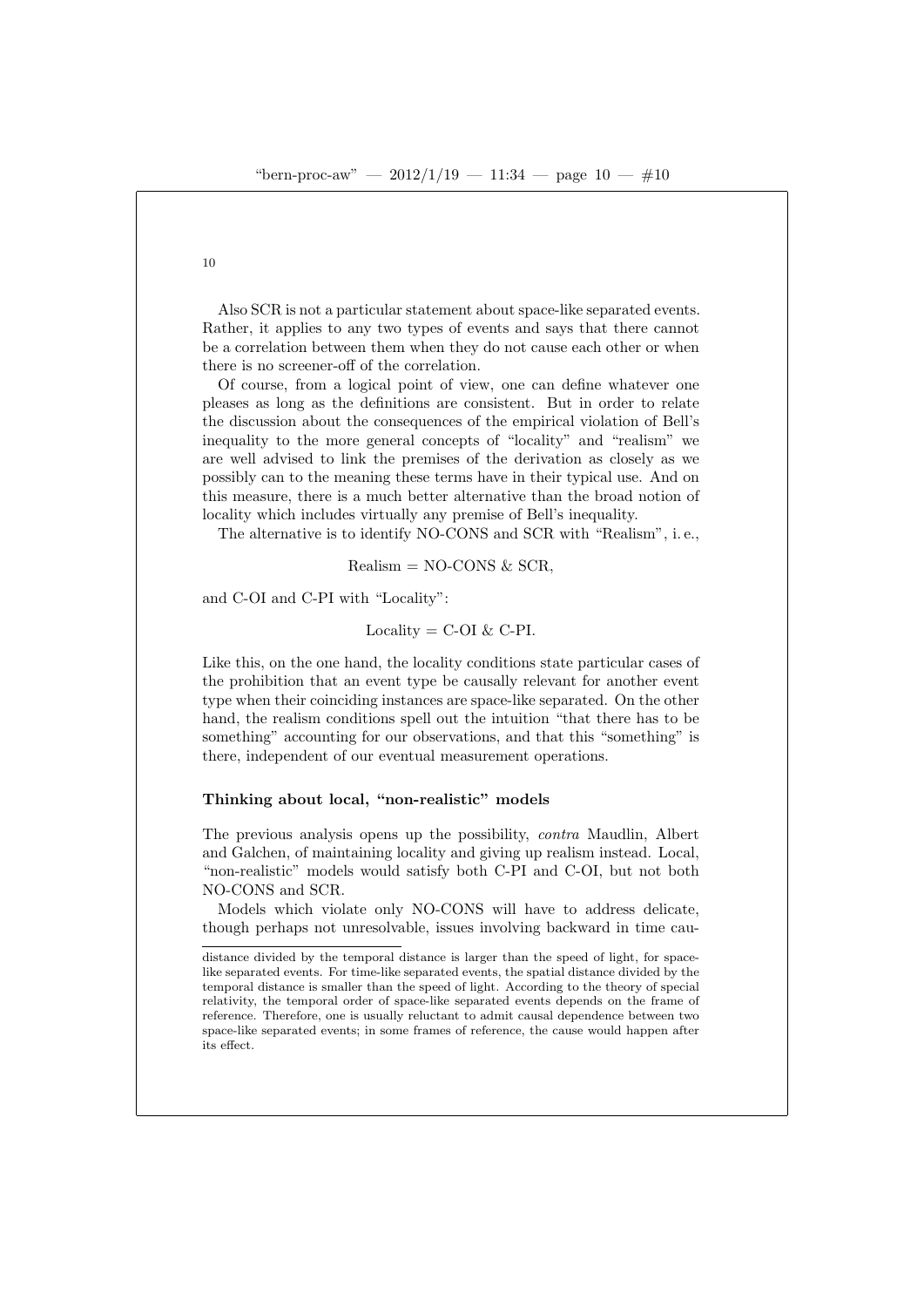Also SCR is not a particular statement about space-like separated events. Rather, it applies to any two types of events and says that there cannot be a correlation between them when they do not cause each other or when there is no screener-off of the correlation.

Of course, from a logical point of view, one can define whatever one pleases as long as the definitions are consistent. But in order to relate the discussion about the consequences of the empirical violation of Bell's inequality to the more general concepts of "locality" and "realism" we are well advised to link the premises of the derivation as closely as we possibly can to the meaning these terms have in their typical use. And on this measure, there is a much better alternative than the broad notion of locality which includes virtually any premise of Bell's inequality.

The alternative is to identify NO-CONS and SCR with "Realism", i. e.,

$$\text{Realism} = \text{NO-CONS} \ \& \ \text{SCR},$$

and C-OI and C-PI with "Locality":

$$\text{Locality} = \text{C-OI} \ \& \ \text{C-PI}.$$

Like this, on the one hand, the locality conditions state particular cases of the prohibition that an event type be causally relevant for another event type when their coinciding instances are space-like separated. On the other hand, the realism conditions spell out the intuition "that there has to be something" accounting for our observations, and that this "something" is there, independent of our eventual measurement operations.

### Thinking about local, "non-realistic" models

The previous analysis opens up the possibility, *contra* Maudlin, Albert and Galchen, of maintaining locality and giving up realism instead. Local, "non-realistic" models would satisfy both C-PI and C-OI, but not both NO-CONS and SCR.

Models which violate only NO-CONS will have to address delicate, though perhaps not unresolvable, issues involving backward in time cau-

---

distance divided by the temporal distance is larger than the speed of light, for space-like separated events. For time-like separated events, the spatial distance divided by the temporal distance is smaller than the speed of light. According to the theory of special relativity, the temporal order of space-like separated events depends on the frame of reference. Therefore, one is usually reluctant to admit causal dependence between two space-like separated events; in some frames of reference, the cause would happen after its effect.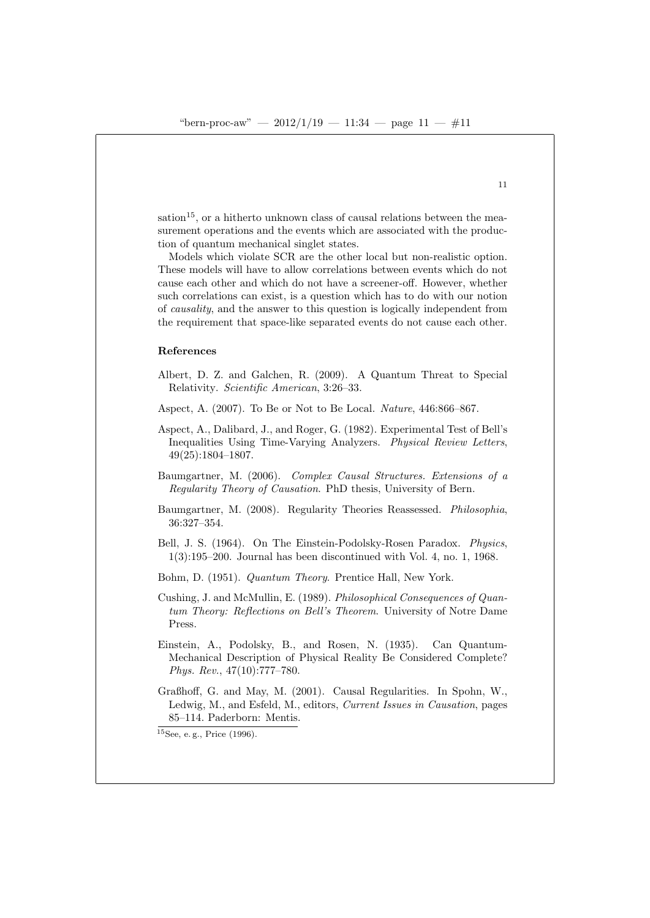sation[15], or a hitherto unknown class of causal relations between the measurement operations and the events which are associated with the production of quantum mechanical singlet states.

Models which violate SCR are the other local but non-realistic option. These models will have to allow correlations between events which do not cause each other and which do not have a screener-off. However, whether such correlations can exist, is a question which has to do with our notion of *causality*, and the answer to this question is logically independent from the requirement that space-like separated events do not cause each other.

## References

Albert, D. Z. and Galchen, R. (2009). A Quantum Threat to Special Relativity. *Scientific American*, 3:26–33.

Aspect, A. (2007). To Be or Not to Be Local. *Nature*, 446:866–867.

Aspect, A., Dalibard, J., and Roger, G. (1982). Experimental Test of Bell's Inequalities Using Time-Varying Analyzers. *Physical Review Letters*, 49(25):1804–1807.

Baumgartner, M. (2006). *Complex Causal Structures. Extensions of a Regularity Theory of Causation*. PhD thesis, University of Bern.

Baumgartner, M. (2008). Regularity Theories Reassessed. *Philosophia*, 36:327–354.

Bell, J. S. (1964). On The Einstein-Podolsky-Rosen Paradox. *Physics*, 1(3):195–200. Journal has been discontinued with Vol. 4, no. 1, 1968.

Bohm, D. (1951). *Quantum Theory*. Prentice Hall, New York.

Cushing, J. and McMullin, E. (1989). *Philosophical Consequences of Quantum Theory: Reflections on Bell's Theorem*. University of Notre Dame Press.

Einstein, A., Podolsky, B., and Rosen, N. (1935). Can Quantum-Mechanical Description of Physical Reality Be Considered Complete? *Phys. Rev.*, 47(10):777–780.

Graßhoff, G. and May, M. (2001). Causal Regularities. In Spohn, W., Ledwig, M., and Esfeld, M., editors, *Current Issues in Causation*, pages 85–114. Paderborn: Mentis.

[15] See, e. g., Price (1996).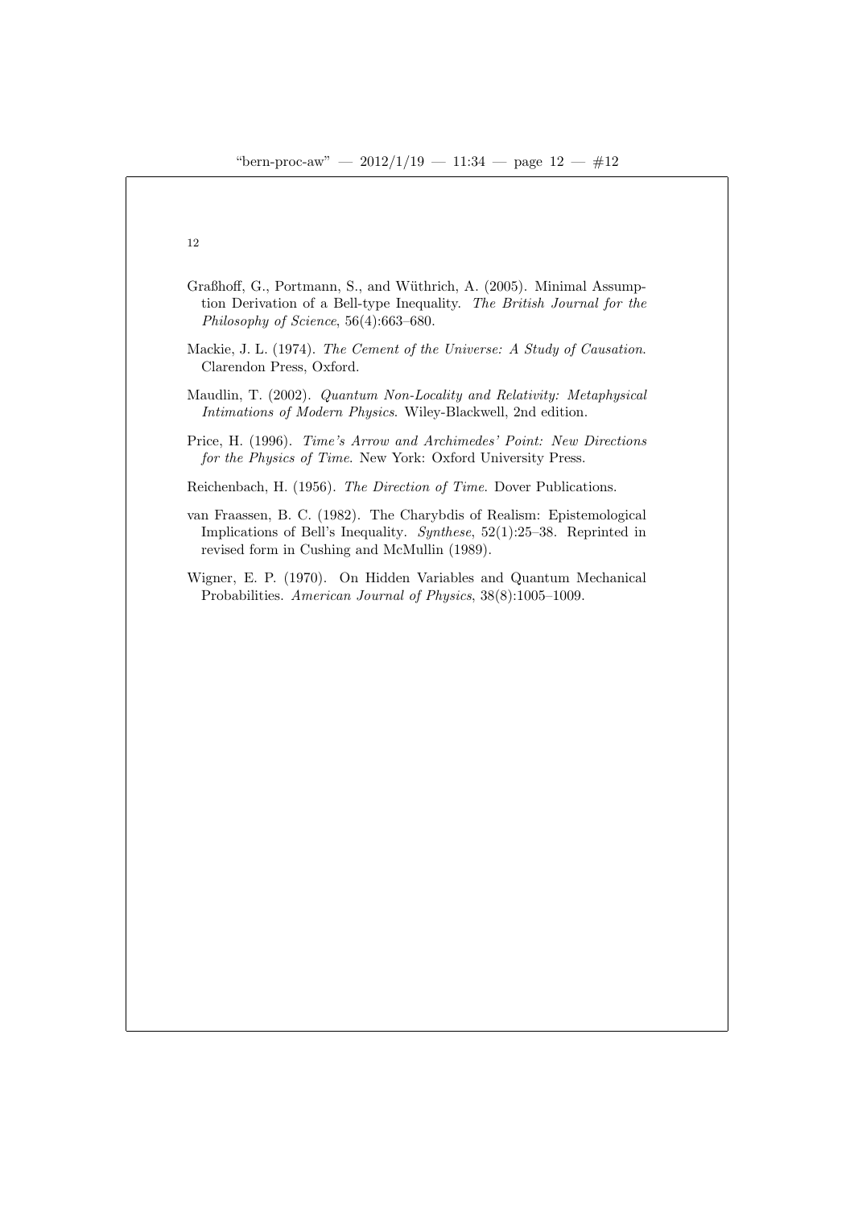Graßhoff, G., Portmann, S., and Wüthrich, A. (2005). Minimal Assumption Derivation of a Bell-type Inequality. *The British Journal for the Philosophy of Science*, 56(4):663–680.

Mackie, J. L. (1974). *The Cement of the Universe: A Study of Causation*. Clarendon Press, Oxford.

Maudlin, T. (2002). *Quantum Non-Locality and Relativity: Metaphysical Intimations of Modern Physics*. Wiley-Blackwell, 2nd edition.

Price, H. (1996). *Time's Arrow and Archimedes' Point: New Directions for the Physics of Time*. New York: Oxford University Press.

Reichenbach, H. (1956). *The Direction of Time*. Dover Publications.

van Fraassen, B. C. (1982). The Charybdis of Realism: Epistemological Implications of Bell's Inequality. *Synthese*, 52(1):25–38. Reprinted in revised form in Cushing and McMullin (1989).

Wigner, E. P. (1970). On Hidden Variables and Quantum Mechanical Probabilities. *American Journal of Physics*, 38(8):1005–1009.